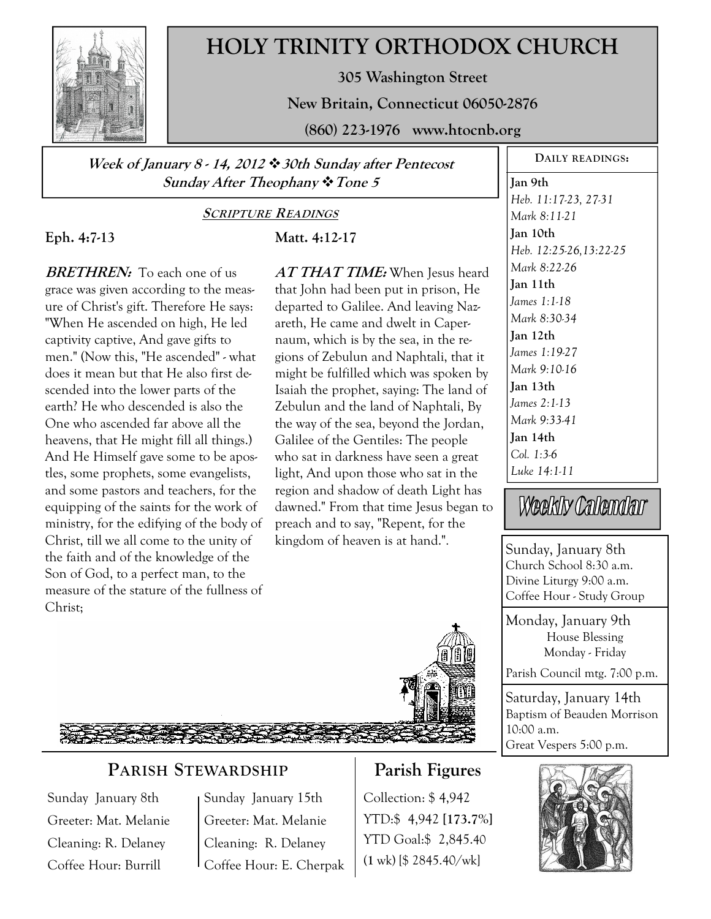# HOLY TRINITY ORTHODOX CHURCH

**305 Washington Street**

**New Britain, Connecticut 06050-2876**

**(860) 223-1976 www.htocnb.org**

***Week of January 8 - 14, 2012 ❖ 30th Sunday after Pentecost***
***Sunday After Theophany ❖ Tone 5***

## SCRIPTURE READINGS

**Eph. 4:7-13**

***BRETHREN:*** To each one of us grace was given according to the measure of Christ's gift. Therefore He says: "When He ascended on high, He led captivity captive, And gave gifts to men." (Now this, "He ascended" - what does it mean but that He also first descended into the lower parts of the earth? He who descended is also the One who ascended far above all the heavens, that He might fill all things.) And He Himself gave some to be apostles, some prophets, some evangelists, and some pastors and teachers, for the equipping of the saints for the work of ministry, for the edifying of the body of Christ, till we all come to the unity of the faith and of the knowledge of the Son of God, to a perfect man, to the measure of the stature of the fullness of Christ;

**Matt. 4:12-17**

***AT THAT TIME:*** When Jesus heard that John had been put in prison, He departed to Galilee. And leaving Nazareth, He came and dwelt in Capernaum, which is by the sea, in the regions of Zebulun and Naphtali, that it might be fulfilled which was spoken by Isaiah the prophet, saying: The land of Zebulun and the land of Naphtali, By the way of the sea, beyond the Jordan, Galilee of the Gentiles: The people who sat in darkness have seen a great light, And upon those who sat in the region and shadow of death Light has dawned." From that time Jesus began to preach and to say, "Repent, for the kingdom of heaven is at hand.".

## DAILY READINGS:

**Jan 9th**
*Heb. 11:17-23, 27-31*
*Mark 8:11-21*

**Jan 10th**
*Heb. 12:25-26,13:22-25*
*Mark 8:22-26*

**Jan 11th**
*James 1:1-18*
*Mark 8:30-34*

**Jan 12th**
*James 1:19-27*
*Mark 9:10-16*

**Jan 13th**
*James 2:1-13*
*Mark 9:33-41*

**Jan 14th**
*Col. 1:3-6*
*Luke 14:1-11*

## Weekly Calendar

**Sunday, January 8th**
Church School 8:30 a.m.
Divine Liturgy 9:00 a.m.
Coffee Hour - Study Group

**Monday, January 9th**
House Blessing
Monday - Friday

Parish Council mtg. 7:00 p.m.

**Saturday, January 14th**
Baptism of Beauden Morrison 10:00 a.m.
Great Vespers 5:00 p.m.

## PARISH STEWARDSHIP

Sunday January 8th
Greeter: Mat. Melanie
Cleaning: R. Delaney
Coffee Hour: Burrill

Sunday January 15th
Greeter: Mat. Melanie
Cleaning: R. Delaney
Coffee Hour: E. Cherpak

## Parish Figures

Collection: $ 4,942
YTD:$ 4,942 **[173.7%]**
YTD Goal:$ 2,845.40
(**1** wk) [$ 2845.40/wk]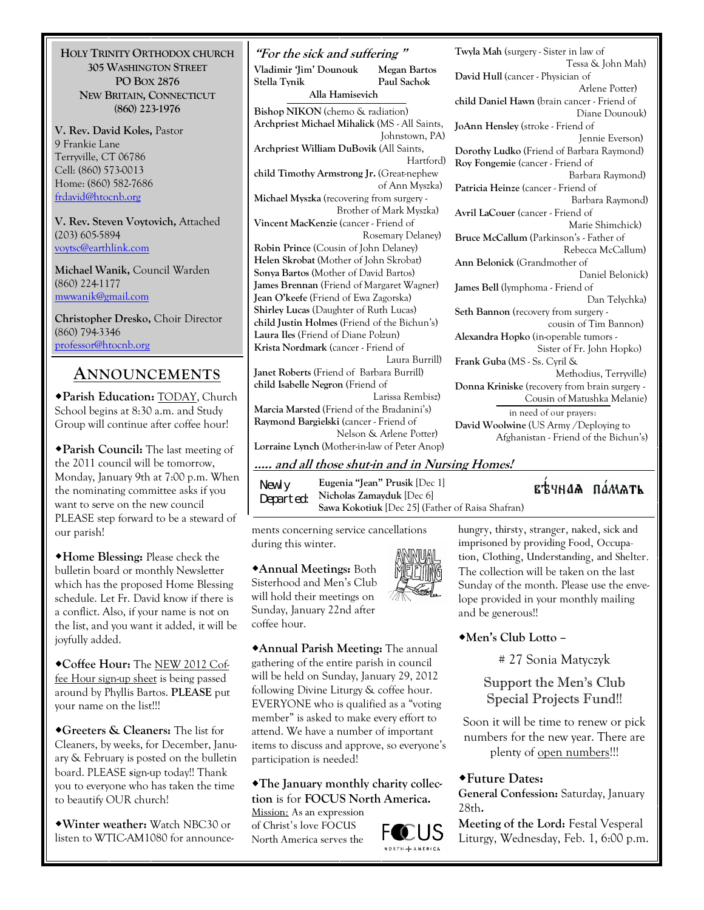**HOLY TRINITY ORTHODOX CHURCH**
**305 WASHINGTON STREET**
**PO BOX 2876**
**NEW BRITAIN, CONNECTICUT**
**(860) 223-1976**

**V. Rev. David Koles,** Pastor
9 Frankie Lane
Terryville, CT 06786
Cell: (860) 573-0013
Home: (860) 582-7686
frdavid@htocnb.org

**V. Rev. Steven Voytovich,** Attached
(203) 605-5894
voytsc@earthlink.com

**Michael Wanik,** Council Warden
(860) 224-1177
mwwanik@gmail.com

**Christopher Dresko,** Choir Director
(860) 794-3346
professor@htocnb.org

## ANNOUNCEMENTS

◆**Parish Education:** TODAY, Church School begins at 8:30 a.m. and Study Group will continue after coffee hour!

◆**Parish Council:** The last meeting of the 2011 council will be tomorrow, Monday, January 9th at 7:00 p.m. When the nominating committee asks if you want to serve on the new council PLEASE step forward to be a steward of our parish!

◆**Home Blessing:** Please check the bulletin board or monthly Newsletter which has the proposed Home Blessing schedule. Let Fr. David know if there is a conflict. Also, if your name is not on the list, and you want it added, it will be joyfully added.

◆**Coffee Hour:** The NEW 2012 Coffee Hour sign-up sheet is being passed around by Phyllis Bartos. **PLEASE** put your name on the list!!!

◆**Greeters & Cleaners:** The list for Cleaners, by weeks, for December, January & February is posted on the bulletin board. PLEASE sign-up today!! Thank you to everyone who has taken the time to beautify OUR church!

◆**Winter weather:** Watch NBC30 or listen to WTIC-AM1080 for announcements concerning service cancellations during this winter.

◆**Annual Meetings:** Both Sisterhood and Men's Club will hold their meetings on Sunday, January 22nd after coffee hour.

◆**Annual Parish Meeting:** The annual gathering of the entire parish in council will be held on Sunday, January 29, 2012 following Divine Liturgy & coffee hour. EVERYONE who is qualified as a "voting member" is asked to make every effort to attend. We have a number of important items to discuss and approve, so everyone's participation is needed!

◆**The January monthly charity collection** is for **FOCUS North America.** Mission: As an expression of Christ's love FOCUS North America serves the hungry, thirsty, stranger, naked, sick and imprisoned by providing Food, Occupation, Clothing, Understanding, and Shelter. The collection will be taken on the last Sunday of the month. Please use the envelope provided in your monthly mailing and be generous!!

◆**Men's Club Lotto –**

# 27 Sonia Matyczyk

Support the Men's Club Special Projects Fund!!

Soon it will be time to renew or pick numbers for the new year. There are plenty of open numbers!!!

◆**Future Dates:**

**General Confession:** Saturday, January 28th.

**Meeting of the Lord:** Festal Vesperal Liturgy, Wednesday, Feb. 1, 6:00 p.m.

## *"For the sick and suffering"*

**Vladimir 'Jim' Dounouk**
**Megan Bartos**
**Stella Tynik**
**Paul Sachok**
**Alla Hamisevich**

**Bishop NIKON** (chemo & radiation)
**Archpriest Michael Mihalick** (MS - All Saints, Johnstown, PA)
**Archpriest William DuBovik** (All Saints, Hartford)
**child Timothy Armstrong Jr.** (Great-nephew of Ann Myszka)
**Michael Myszka** (recovering from surgery - Brother of Mark Myszka)
**Vincent MacKenzie** (cancer - Friend of Rosemary Delaney)
**Robin Prince** (Cousin of John Delaney)
**Helen Skrobat** (Mother of John Skrobat)
**Sonya Bartos** (Mother of David Bartos)
**James Brennan** (Friend of Margaret Wagner)
**Jean O'keefe** (Friend of Ewa Zagorska)
**Shirley Lucas** (Daughter of Ruth Lucas)
**child Justin Holmes** (Friend of the Bichun's)
**Laura Iles** (Friend of Diane Polzun)
**Krista Nordmark** (cancer - Friend of Laura Burrill)
**Janet Roberts** (Friend of Barbara Burrill)
**child Isabelle Negron** (Friend of Larissa Rembisz)
**Marcia Marsted** (Friend of the Bradanini's)
**Raymond Bargielski** (cancer - Friend of Nelson & Arlene Potter)
**Lorraine Lynch** (Mother-in-law of Peter Anop)
**Twyla Mah** (surgery - Sister in law of Tessa & John Mah)
**David Hull** (cancer - Physician of Arlene Potter)
**child Daniel Hawn** (brain cancer - Friend of Diane Dounouk)
**JoAnn Hensley** (stroke - Friend of Jennie Everson)
**Dorothy Ludko** (Friend of Barbara Raymond)
**Roy Fongemie** (cancer - Friend of Barbara Raymond)
**Patricia Heinze** (cancer - Friend of Barbara Raymond)
**Avril LaCouer** (cancer - Friend of Marie Shimchick)
**Bruce McCallum** (Parkinson's - Father of Rebecca McCallum)
**Ann Belonick** (Grandmother of Daniel Belonick)
**James Bell** (lymphoma - Friend of Dan Telychka)
**Seth Bannon** (recovery from surgery - cousin of Tim Bannon)
**Alexandra Hopko** (in-operable tumors - Sister of Fr. John Hopko)
**Frank Guba** (MS - Ss. Cyril & Methodius, Terryville)
**Donna Kriniske** (recovery from brain surgery - Cousin of Matushka Melanie)

in need of our prayers:

**David Woolwine** (US Army /Deploying to Afghanistan - Friend of the Bichun's)

***..... and all those shut-in and in Nursing Homes!***

Newly Departed:
**Eugenia "Jean" Prusik** [Dec 1]
**Nicholas Zamayduk** [Dec 6]
**Sawa Kokotiuk** [Dec 25] (Father of Raisa Shafran)

Вѣ́чнаѧ па́мѧть